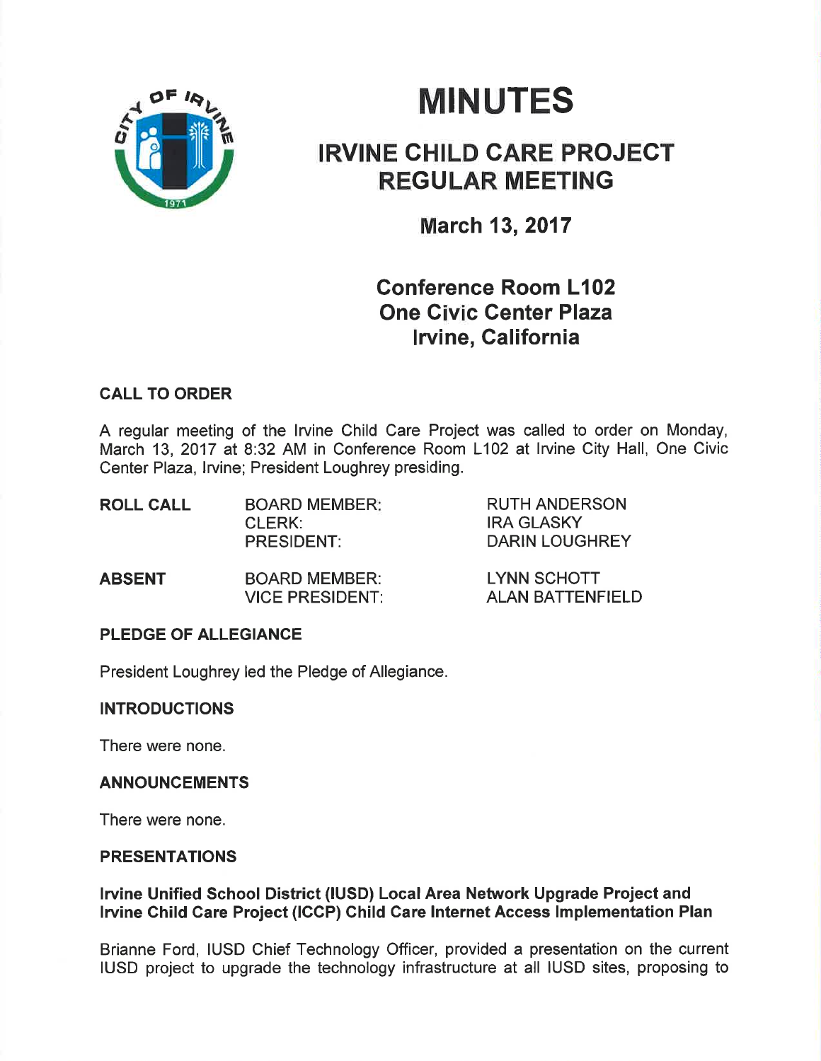# MINUTES

## IRVINE CHILD CARE PROJECT REGULAR MEETING

### March 13, 2017

### Conference Room L102
### One Civic Center Plaza
### Irvine, California

**CALL TO ORDER**

A regular meeting of the Irvine Child Care Project was called to order on Monday, March 13, 2017 at 8:32 AM in Conference Room L102 at Irvine City Hall, One Civic Center Plaza, Irvine; President Loughrey presiding.

| | | |
|---|---|---|
| **ROLL CALL** | BOARD MEMBER: | RUTH ANDERSON |
| | CLERK: | IRA GLASKY |
| | PRESIDENT: | DARIN LOUGHREY |
| **ABSENT** | BOARD MEMBER: | LYNN SCHOTT |
| | VICE PRESIDENT: | ALAN BATTENFIELD |

**PLEDGE OF ALLEGIANCE**

President Loughrey led the Pledge of Allegiance.

**INTRODUCTIONS**

There were none.

**ANNOUNCEMENTS**

There were none.

**PRESENTATIONS**

**Irvine Unified School District (IUSD) Local Area Network Upgrade Project and Irvine Child Care Project (ICCP) Child Care Internet Access Implementation Plan**

Brianne Ford, IUSD Chief Technology Officer, provided a presentation on the current IUSD project to upgrade the technology infrastructure at all IUSD sites, proposing to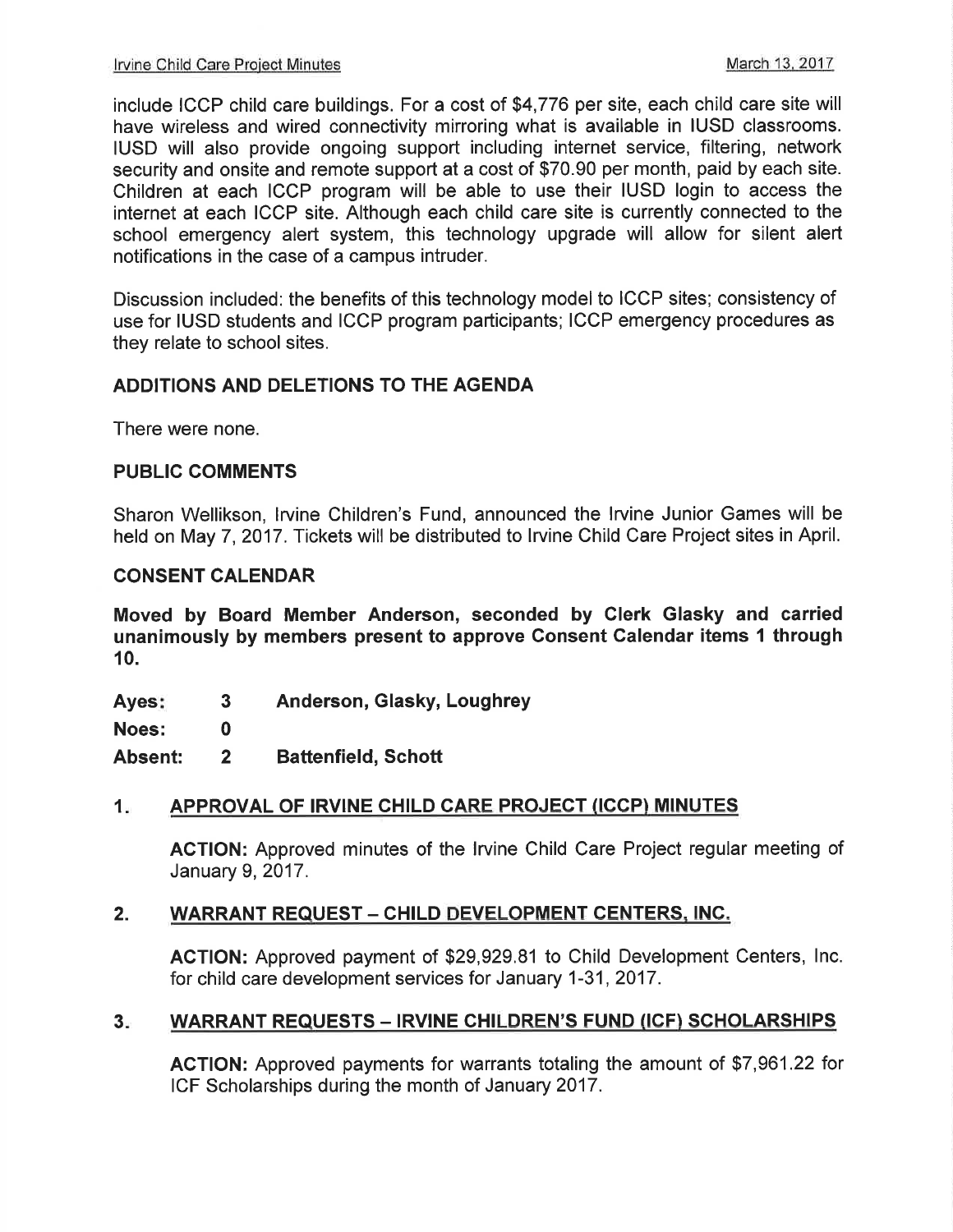include ICCP child care buildings. For a cost of $4,776 per site, each child care site will have wireless and wired connectivity mirroring what is available in IUSD classrooms. IUSD will also provide ongoing support including internet service, filtering, network security and onsite and remote support at a cost of $70.90 per month, paid by each site. Children at each ICCP program will be able to use their IUSD login to access the internet at each ICCP site. Although each child care site is currently connected to the school emergency alert system, this technology upgrade will allow for silent alert notifications in the case of a campus intruder.

Discussion included: the benefits of this technology model to ICCP sites; consistency of use for IUSD students and ICCP program participants; ICCP emergency procedures as they relate to school sites.

## ADDITIONS AND DELETIONS TO THE AGENDA

There were none.

## PUBLIC COMMENTS

Sharon Wellikson, Irvine Children's Fund, announced the Irvine Junior Games will be held on May 7, 2017. Tickets will be distributed to Irvine Child Care Project sites in April.

## CONSENT CALENDAR

**Moved by Board Member Anderson, seconded by Clerk Glasky and carried unanimously by members present to approve Consent Calendar items 1 through 10.**

**Ayes: 3 Anderson, Glasky, Loughrey**

**Noes: 0**

**Absent: 2 Battenfield, Schott**

### 1. APPROVAL OF IRVINE CHILD CARE PROJECT (ICCP) MINUTES

**ACTION:** Approved minutes of the Irvine Child Care Project regular meeting of January 9, 2017.

### 2. WARRANT REQUEST – CHILD DEVELOPMENT CENTERS, INC.

**ACTION:** Approved payment of $29,929.81 to Child Development Centers, Inc. for child care development services for January 1-31, 2017.

### 3. WARRANT REQUESTS – IRVINE CHILDREN'S FUND (ICF) SCHOLARSHIPS

**ACTION:** Approved payments for warrants totaling the amount of $7,961.22 for ICF Scholarships during the month of January 2017.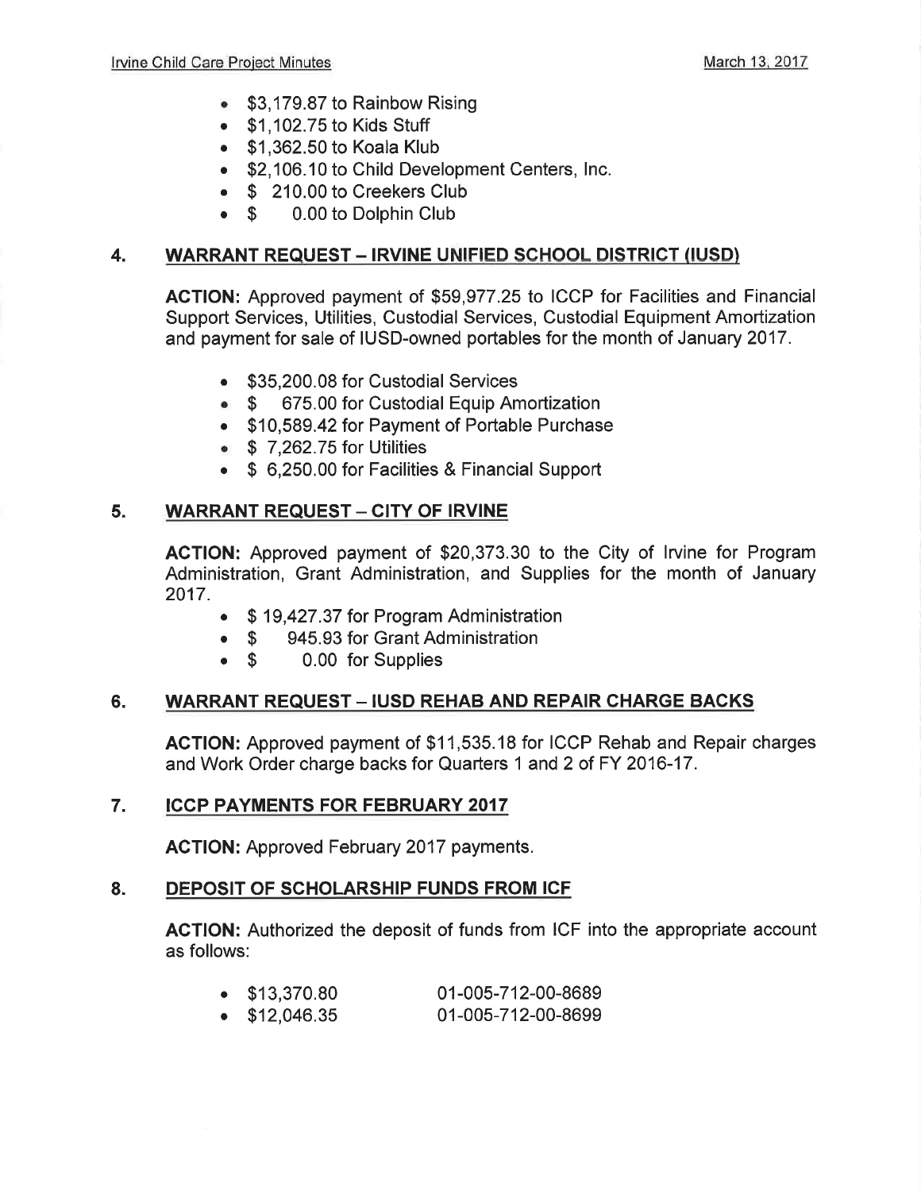- $3,179.87 to Rainbow Rising
- $1,102.75 to Kids Stuff
- $1,362.50 to Koala Klub
- $2,106.10 to Child Development Centers, Inc.
- $ 210.00 to Creekers Club
- $ 0.00 to Dolphin Club

## 4. WARRANT REQUEST – IRVINE UNIFIED SCHOOL DISTRICT (IUSD)

**ACTION:** Approved payment of $59,977.25 to ICCP for Facilities and Financial Support Services, Utilities, Custodial Services, Custodial Equipment Amortization and payment for sale of IUSD-owned portables for the month of January 2017.

- $35,200.08 for Custodial Services
- $ 675.00 for Custodial Equip Amortization
- $10,589.42 for Payment of Portable Purchase
- $ 7,262.75 for Utilities
- $ 6,250.00 for Facilities & Financial Support

## 5. WARRANT REQUEST – CITY OF IRVINE

**ACTION:** Approved payment of $20,373.30 to the City of Irvine for Program Administration, Grant Administration, and Supplies for the month of January 2017.

- $ 19,427.37 for Program Administration
- $ 945.93 for Grant Administration
- $ 0.00 for Supplies

## 6. WARRANT REQUEST – IUSD REHAB AND REPAIR CHARGE BACKS

**ACTION:** Approved payment of $11,535.18 for ICCP Rehab and Repair charges and Work Order charge backs for Quarters 1 and 2 of FY 2016-17.

## 7. ICCP PAYMENTS FOR FEBRUARY 2017

**ACTION:** Approved February 2017 payments.

## 8. DEPOSIT OF SCHOLARSHIP FUNDS FROM ICF

**ACTION:** Authorized the deposit of funds from ICF into the appropriate account as follows:

- $13,370.80 01-005-712-00-8689
- $12,046.35 01-005-712-00-8699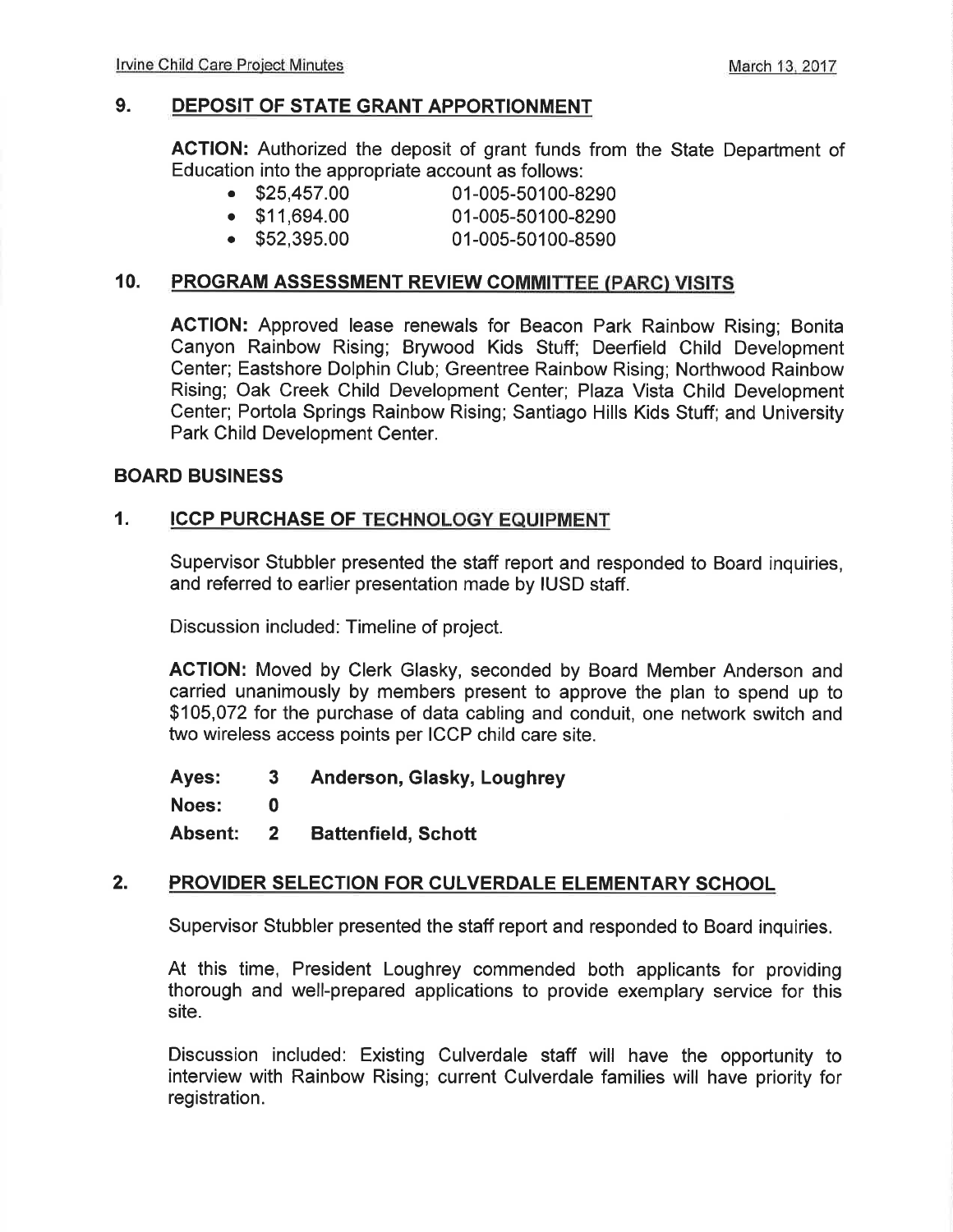## 9. DEPOSIT OF STATE GRANT APPORTIONMENT

**ACTION:** Authorized the deposit of grant funds from the State Department of Education into the appropriate account as follows:

- $25,457.00 01-005-50100-8290
- $11,694.00 01-005-50100-8290
- $52,395.00 01-005-50100-8590

## 10. PROGRAM ASSESSMENT REVIEW COMMITTEE (PARC) VISITS

**ACTION:** Approved lease renewals for Beacon Park Rainbow Rising; Bonita Canyon Rainbow Rising; Brywood Kids Stuff; Deerfield Child Development Center; Eastshore Dolphin Club; Greentree Rainbow Rising; Northwood Rainbow Rising; Oak Creek Child Development Center; Plaza Vista Child Development Center; Portola Springs Rainbow Rising; Santiago Hills Kids Stuff; and University Park Child Development Center.

# BOARD BUSINESS

## 1. ICCP PURCHASE OF TECHNOLOGY EQUIPMENT

Supervisor Stubbler presented the staff report and responded to Board inquiries, and referred to earlier presentation made by IUSD staff.

Discussion included: Timeline of project.

**ACTION:** Moved by Clerk Glasky, seconded by Board Member Anderson and carried unanimously by members present to approve the plan to spend up to $105,072 for the purchase of data cabling and conduit, one network switch and two wireless access points per ICCP child care site.

**Ayes: 3 Anderson, Glasky, Loughrey**

**Noes: 0**

**Absent: 2 Battenfield, Schott**

## 2. PROVIDER SELECTION FOR CULVERDALE ELEMENTARY SCHOOL

Supervisor Stubbler presented the staff report and responded to Board inquiries.

At this time, President Loughrey commended both applicants for providing thorough and well-prepared applications to provide exemplary service for this site.

Discussion included: Existing Culverdale staff will have the opportunity to interview with Rainbow Rising; current Culverdale families will have priority for registration.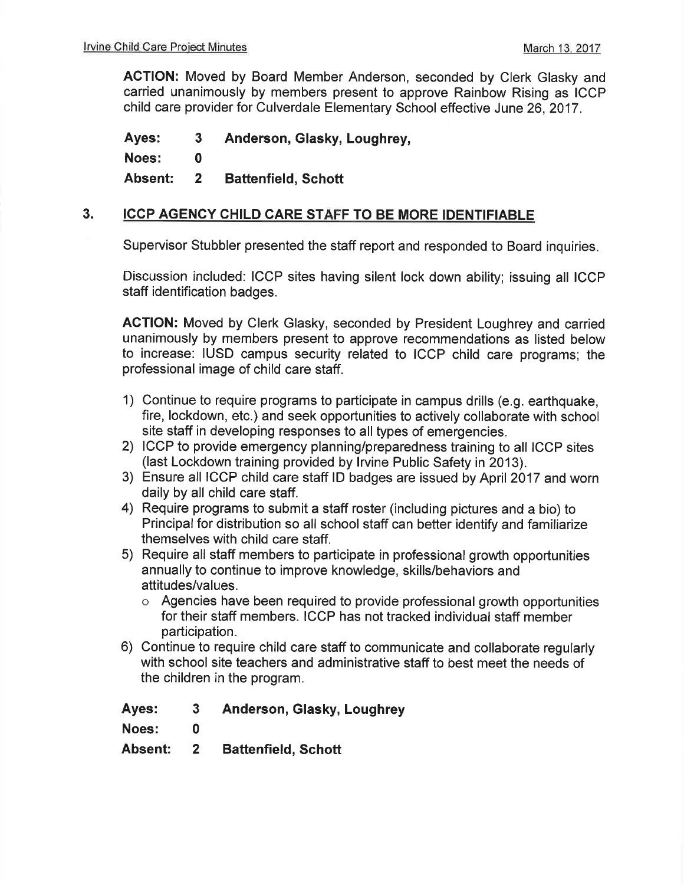**ACTION:** Moved by Board Member Anderson, seconded by Clerk Glasky and carried unanimously by members present to approve Rainbow Rising as ICCP child care provider for Culverdale Elementary School effective June 26, 2017.

**Ayes:** 3 **Anderson, Glasky, Loughrey,**

**Noes:** 0

**Absent:** 2 **Battenfield, Schott**

## 3. ICCP AGENCY CHILD CARE STAFF TO BE MORE IDENTIFIABLE

Supervisor Stubbler presented the staff report and responded to Board inquiries.

Discussion included: ICCP sites having silent lock down ability; issuing all ICCP staff identification badges.

**ACTION:** Moved by Clerk Glasky, seconded by President Loughrey and carried unanimously by members present to approve recommendations as listed below to increase: IUSD campus security related to ICCP child care programs; the professional image of child care staff.

1) Continue to require programs to participate in campus drills (e.g. earthquake, fire, lockdown, etc.) and seek opportunities to actively collaborate with school site staff in developing responses to all types of emergencies.
2) ICCP to provide emergency planning/preparedness training to all ICCP sites (last Lockdown training provided by Irvine Public Safety in 2013).
3) Ensure all ICCP child care staff ID badges are issued by April 2017 and worn daily by all child care staff.
4) Require programs to submit a staff roster (including pictures and a bio) to Principal for distribution so all school staff can better identify and familiarize themselves with child care staff.
5) Require all staff members to participate in professional growth opportunities annually to continue to improve knowledge, skills/behaviors and attitudes/values.
   - Agencies have been required to provide professional growth opportunities for their staff members. ICCP has not tracked individual staff member participation.
6) Continue to require child care staff to communicate and collaborate regularly with school site teachers and administrative staff to best meet the needs of the children in the program.

**Ayes:** 3 **Anderson, Glasky, Loughrey**

**Noes:** 0

**Absent:** 2 **Battenfield, Schott**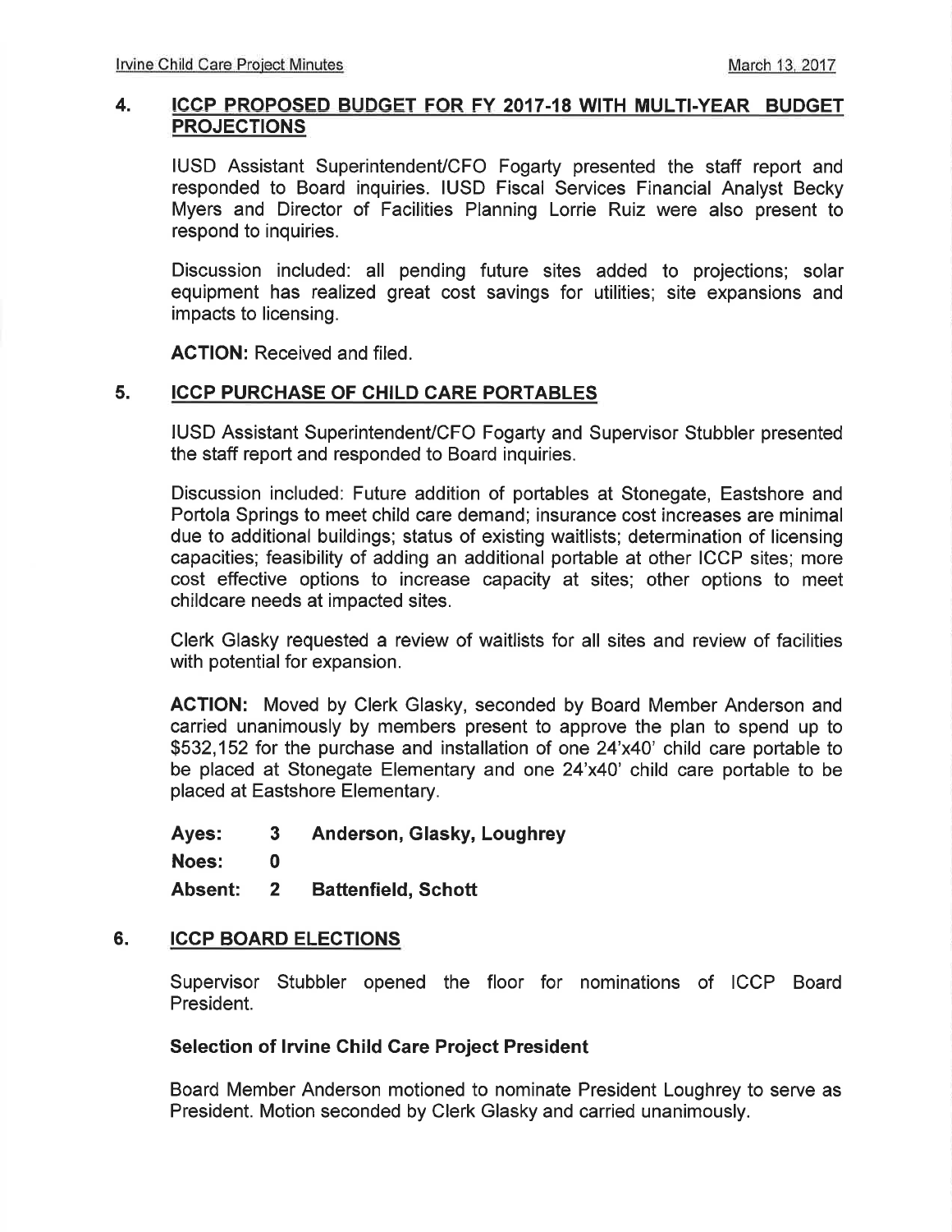## 4. ICCP PROPOSED BUDGET FOR FY 2017-18 WITH MULTI-YEAR BUDGET PROJECTIONS

IUSD Assistant Superintendent/CFO Fogarty presented the staff report and responded to Board inquiries. IUSD Fiscal Services Financial Analyst Becky Myers and Director of Facilities Planning Lorrie Ruiz were also present to respond to inquiries.

Discussion included: all pending future sites added to projections; solar equipment has realized great cost savings for utilities; site expansions and impacts to licensing.

**ACTION:** Received and filed.

## 5. ICCP PURCHASE OF CHILD CARE PORTABLES

IUSD Assistant Superintendent/CFO Fogarty and Supervisor Stubbler presented the staff report and responded to Board inquiries.

Discussion included: Future addition of portables at Stonegate, Eastshore and Portola Springs to meet child care demand; insurance cost increases are minimal due to additional buildings; status of existing waitlists; determination of licensing capacities; feasibility of adding an additional portable at other ICCP sites; more cost effective options to increase capacity at sites; other options to meet childcare needs at impacted sites.

Clerk Glasky requested a review of waitlists for all sites and review of facilities with potential for expansion.

**ACTION:** Moved by Clerk Glasky, seconded by Board Member Anderson and carried unanimously by members present to approve the plan to spend up to $532,152 for the purchase and installation of one 24'x40' child care portable to be placed at Stonegate Elementary and one 24'x40' child care portable to be placed at Eastshore Elementary.

**Ayes: 3 Anderson, Glasky, Loughrey**

**Noes: 0**

**Absent: 2 Battenfield, Schott**

## 6. ICCP BOARD ELECTIONS

Supervisor Stubbler opened the floor for nominations of ICCP Board President.

### Selection of Irvine Child Care Project President

Board Member Anderson motioned to nominate President Loughrey to serve as President. Motion seconded by Clerk Glasky and carried unanimously.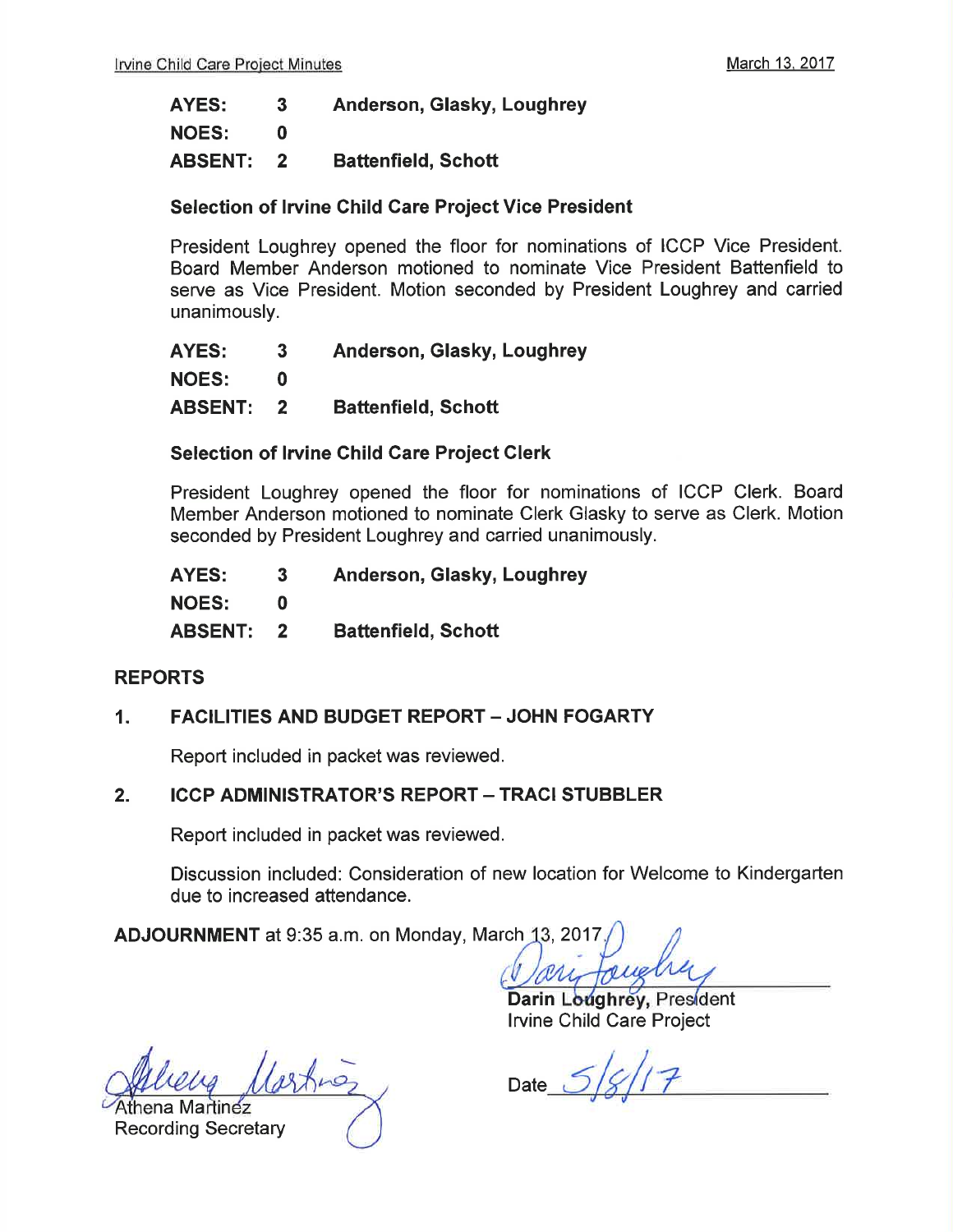| | | |
|---|---|---|
| **AYES:** | **3** | **Anderson, Glasky, Loughrey** |
| **NOES:** | **0** | |
| **ABSENT:** | **2** | **Battenfield, Schott** |

**Selection of Irvine Child Care Project Vice President**

President Loughrey opened the floor for nominations of ICCP Vice President. Board Member Anderson motioned to nominate Vice President Battenfield to serve as Vice President. Motion seconded by President Loughrey and carried unanimously.

| | | |
|---|---|---|
| **AYES:** | **3** | **Anderson, Glasky, Loughrey** |
| **NOES:** | **0** | |
| **ABSENT:** | **2** | **Battenfield, Schott** |

**Selection of Irvine Child Care Project Clerk**

President Loughrey opened the floor for nominations of ICCP Clerk. Board Member Anderson motioned to nominate Clerk Glasky to serve as Clerk. Motion seconded by President Loughrey and carried unanimously.

| | | |
|---|---|---|
| **AYES:** | **3** | **Anderson, Glasky, Loughrey** |
| **NOES:** | **0** | |
| **ABSENT:** | **2** | **Battenfield, Schott** |

## REPORTS

### 1. FACILITIES AND BUDGET REPORT – JOHN FOGARTY

Report included in packet was reviewed.

### 2. ICCP ADMINISTRATOR'S REPORT – TRACI STUBBLER

Report included in packet was reviewed.

Discussion included: Consideration of new location for Welcome to Kindergarten due to increased attendance.

**ADJOURNMENT** at 9:35 a.m. on Monday, March 13, 2017.

**Darin Loughrey,** President
Irvine Child Care Project

Date 5/8/17

Athena Martinez
Recording Secretary